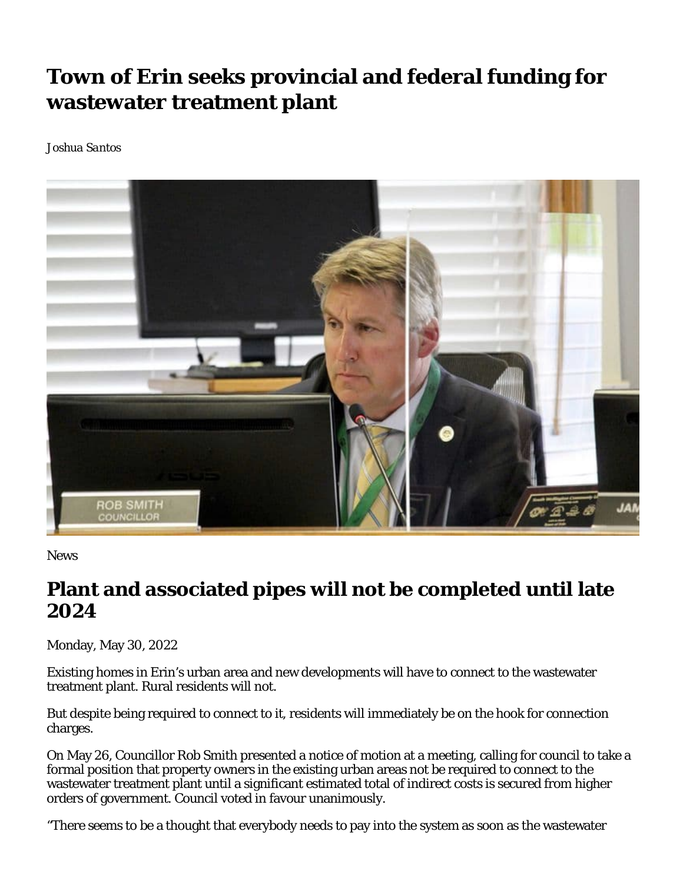# Town of Erin seeks provincial and federal funding for wastewater treatment plant

*Joshua Santos*

News

## Plant and associated pipes will not be completed until late 2024

Monday, May 30, 2022

Existing homes in Erin's urban area and new developments will have to connect to the wastewater treatment plant. Rural residents will not.

But despite being required to connect to it, residents will immediately be on the hook for connection charges.

On May 26, Councillor Rob Smith presented a notice of motion at a meeting, calling for council to take a formal position that property owners in the existing urban areas not be required to connect to the wastewater treatment plant until a significant estimated total of indirect costs is secured from higher orders of government. Council voted in favour unanimously.

"There seems to be a thought that everybody needs to pay into the system as soon as the wastewater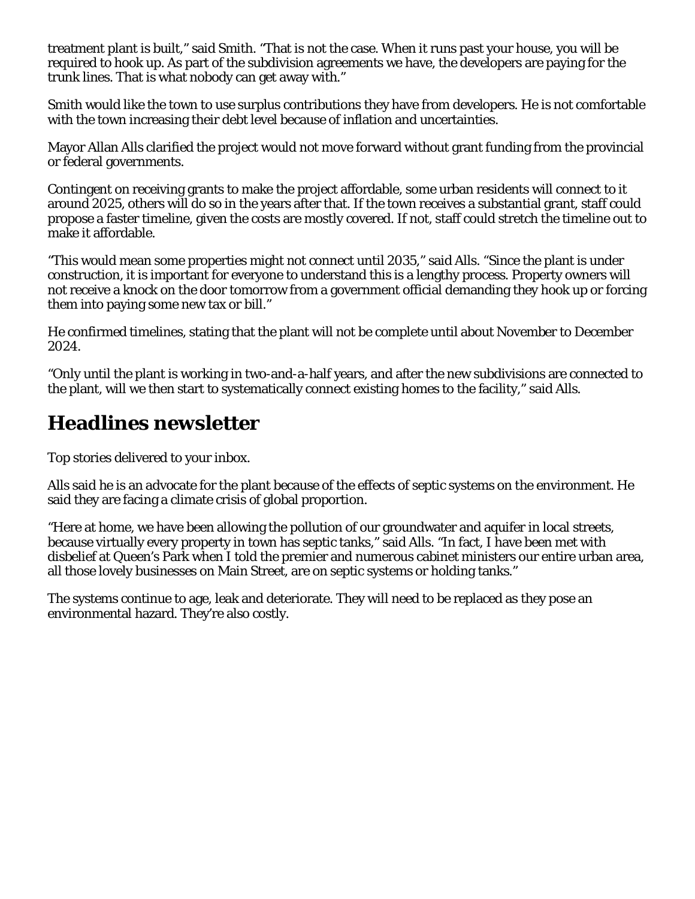treatment plant is built," said Smith. "That is not the case. When it runs past your house, you will be required to hook up. As part of the subdivision agreements we have, the developers are paying for the trunk lines. That is what nobody can get away with."

Smith would like the town to use surplus contributions they have from developers. He is not comfortable with the town increasing their debt level because of inflation and uncertainties.

Mayor Allan Alls clarified the project would not move forward without grant funding from the provincial or federal governments.

Contingent on receiving grants to make the project affordable, some urban residents will connect to it around 2025, others will do so in the years after that. If the town receives a substantial grant, staff could propose a faster timeline, given the costs are mostly covered. If not, staff could stretch the timeline out to make it affordable.

"This would mean some properties might not connect until 2035," said Alls. "Since the plant is under construction, it is important for everyone to understand this is a lengthy process. Property owners will not receive a knock on the door tomorrow from a government official demanding they hook up or forcing them into paying some new tax or bill."

He confirmed timelines, stating that the plant will not be complete until about November to December 2024.

"Only until the plant is working in two-and-a-half years, and after the new subdivisions are connected to the plant, will we then start to systematically connect existing homes to the facility," said Alls.

## Headlines newsletter

Top stories delivered to your inbox.

Alls said he is an advocate for the plant because of the effects of septic systems on the environment. He said they are facing a climate crisis of global proportion.

"Here at home, we have been allowing the pollution of our groundwater and aquifer in local streets, because virtually every property in town has septic tanks," said Alls. "In fact, I have been met with disbelief at Queen's Park when I told the premier and numerous cabinet ministers our entire urban area, all those lovely businesses on Main Street, are on septic systems or holding tanks."

The systems continue to age, leak and deteriorate. They will need to be replaced as they pose an environmental hazard. They're also costly.